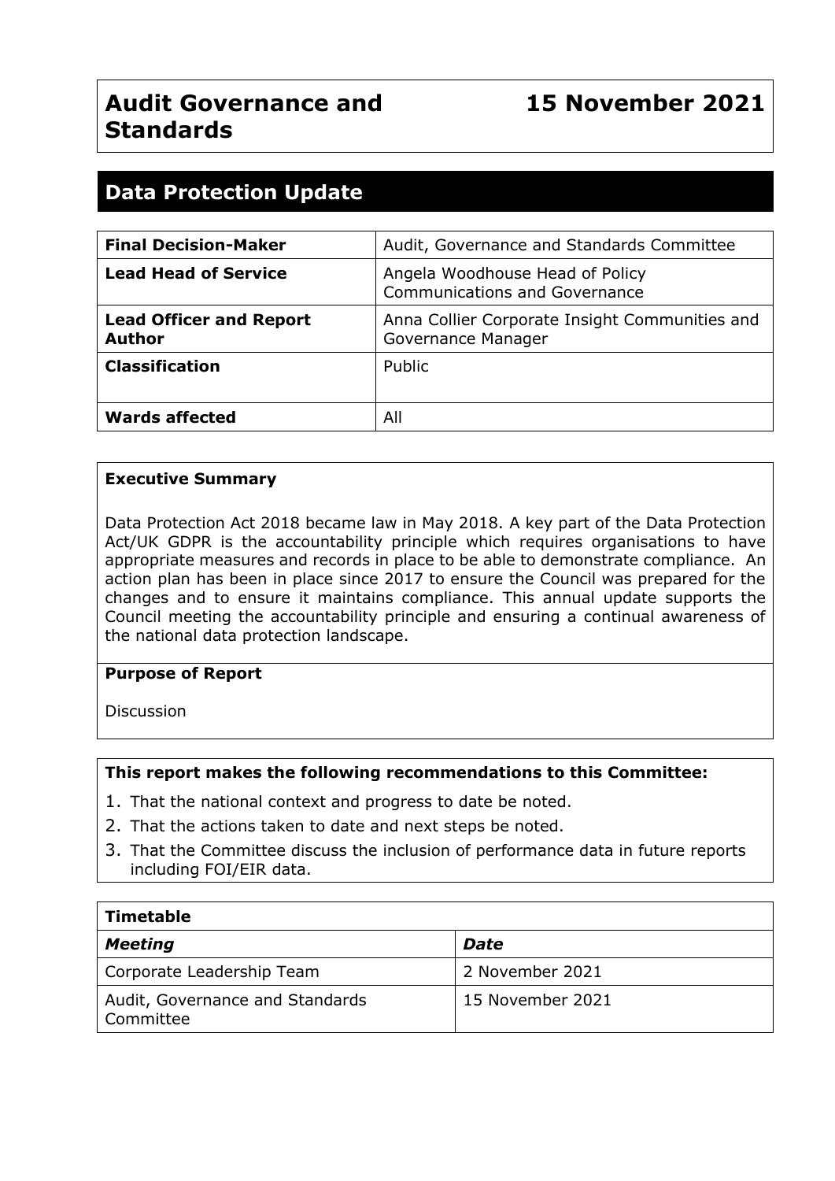# Audit Governance and Standards

**15 November 2021**

## Data Protection Update

| **Final Decision-Maker** | Audit, Governance and Standards Committee |
|---|---|
| **Lead Head of Service** | Angela Woodhouse Head of Policy Communications and Governance |
| **Lead Officer and Report Author** | Anna Collier Corporate Insight Communities and Governance Manager |
| **Classification** | Public |
| **Wards affected** | All |

**Executive Summary**

Data Protection Act 2018 became law in May 2018. A key part of the Data Protection Act/UK GDPR is the accountability principle which requires organisations to have appropriate measures and records in place to be able to demonstrate compliance. An action plan has been in place since 2017 to ensure the Council was prepared for the changes and to ensure it maintains compliance. This annual update supports the Council meeting the accountability principle and ensuring a continual awareness of the national data protection landscape.

**Purpose of Report**

Discussion

**This report makes the following recommendations to this Committee:**

1. That the national context and progress to date be noted.
2. That the actions taken to date and next steps be noted.
3. That the Committee discuss the inclusion of performance data in future reports including FOI/EIR data.

| **Timetable** | |
|---|---|
| ***Meeting*** | ***Date*** |
| Corporate Leadership Team | 2 November 2021 |
| Audit, Governance and Standards Committee | 15 November 2021 |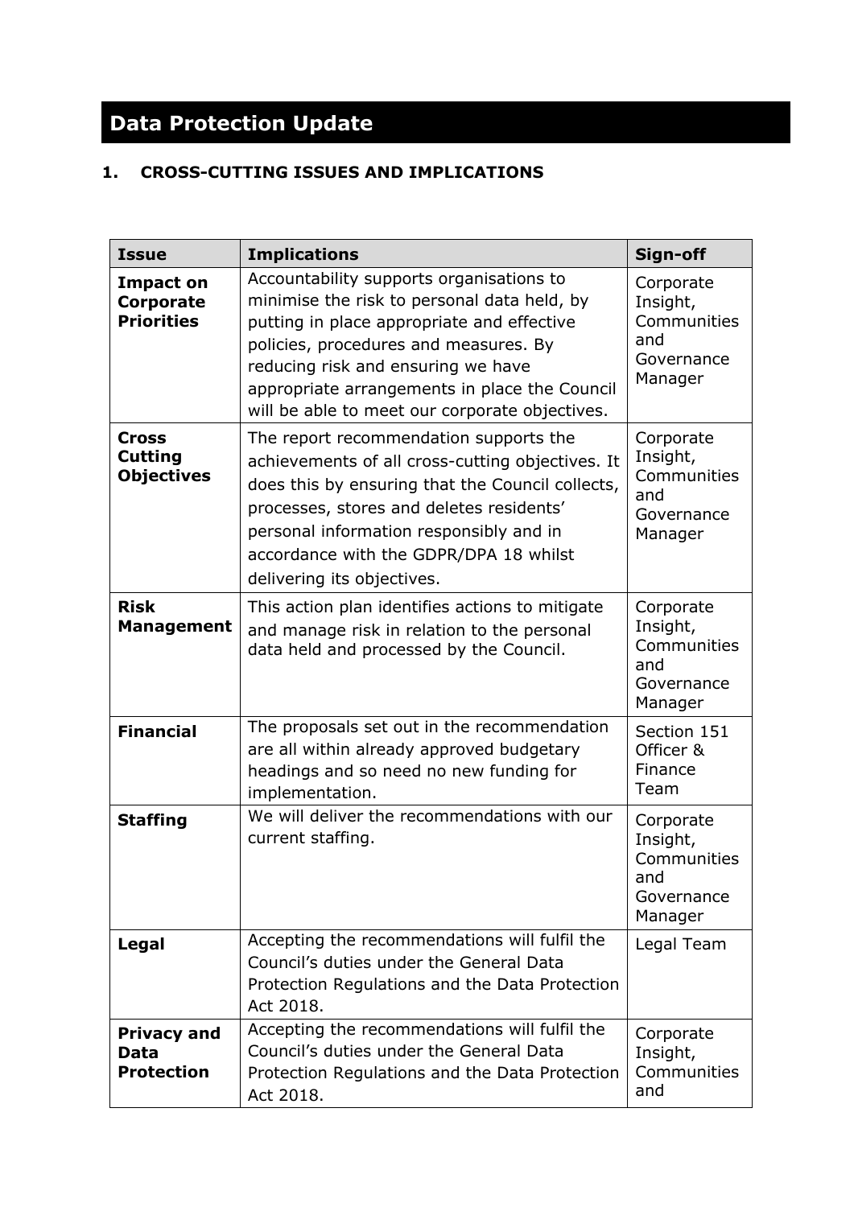# Data Protection Update

## 1. CROSS-CUTTING ISSUES AND IMPLICATIONS

| Issue | Implications | Sign-off |
|---|---|---|
| **Impact on Corporate Priorities** | Accountability supports organisations to minimise the risk to personal data held, by putting in place appropriate and effective policies, procedures and measures. By reducing risk and ensuring we have appropriate arrangements in place the Council will be able to meet our corporate objectives. | Corporate Insight, Communities and Governance Manager |
| **Cross Cutting Objectives** | The report recommendation supports the achievements of all cross-cutting objectives. It does this by ensuring that the Council collects, processes, stores and deletes residents' personal information responsibly and in accordance with the GDPR/DPA 18 whilst delivering its objectives. | Corporate Insight, Communities and Governance Manager |
| **Risk Management** | This action plan identifies actions to mitigate and manage risk in relation to the personal data held and processed by the Council. | Corporate Insight, Communities and Governance Manager |
| **Financial** | The proposals set out in the recommendation are all within already approved budgetary headings and so need no new funding for implementation. | Section 151 Officer & Finance Team |
| **Staffing** | We will deliver the recommendations with our current staffing. | Corporate Insight, Communities and Governance Manager |
| **Legal** | Accepting the recommendations will fulfil the Council's duties under the General Data Protection Regulations and the Data Protection Act 2018. | Legal Team |
| **Privacy and Data Protection** | Accepting the recommendations will fulfil the Council's duties under the General Data Protection Regulations and the Data Protection Act 2018. | Corporate Insight, Communities and |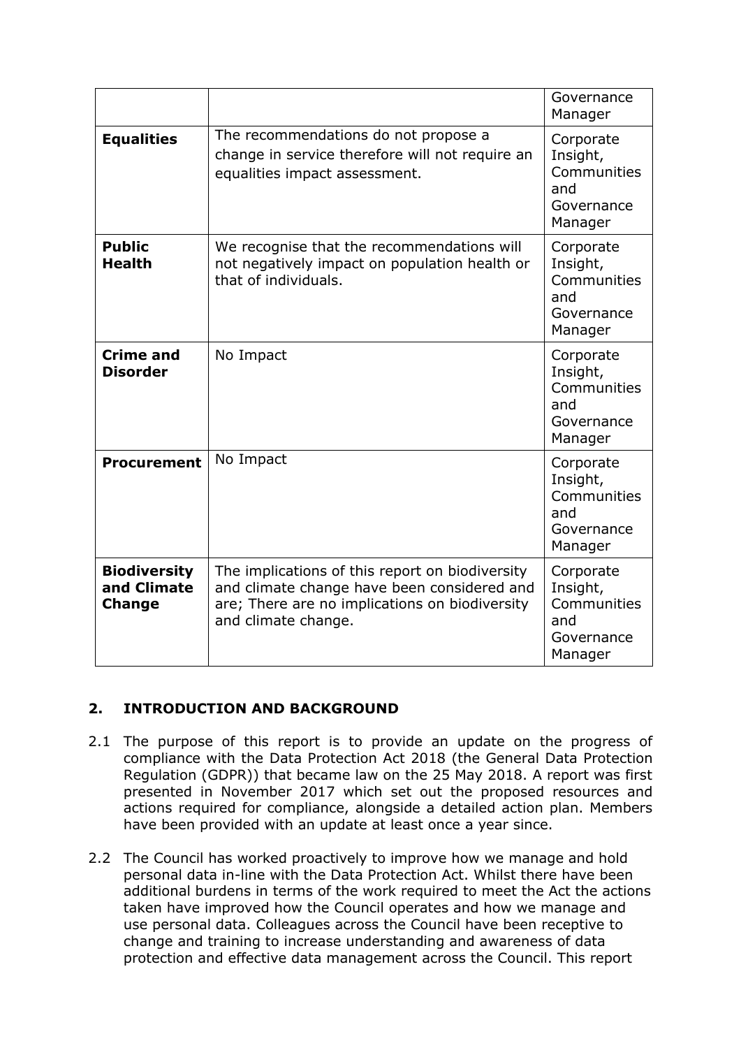| | | |
|---|---|---|
| | | Governance Manager |
| **Equalities** | The recommendations do not propose a change in service therefore will not require an equalities impact assessment. | Corporate Insight, Communities and Governance Manager |
| **Public Health** | We recognise that the recommendations will not negatively impact on population health or that of individuals. | Corporate Insight, Communities and Governance Manager |
| **Crime and Disorder** | No Impact | Corporate Insight, Communities and Governance Manager |
| **Procurement** | No Impact | Corporate Insight, Communities and Governance Manager |
| **Biodiversity and Climate Change** | The implications of this report on biodiversity and climate change have been considered and are; There are no implications on biodiversity and climate change. | Corporate Insight, Communities and Governance Manager |

## 2. INTRODUCTION AND BACKGROUND

2.1 The purpose of this report is to provide an update on the progress of compliance with the Data Protection Act 2018 (the General Data Protection Regulation (GDPR)) that became law on the 25 May 2018. A report was first presented in November 2017 which set out the proposed resources and actions required for compliance, alongside a detailed action plan. Members have been provided with an update at least once a year since.

2.2 The Council has worked proactively to improve how we manage and hold personal data in-line with the Data Protection Act. Whilst there have been additional burdens in terms of the work required to meet the Act the actions taken have improved how the Council operates and how we manage and use personal data. Colleagues across the Council have been receptive to change and training to increase understanding and awareness of data protection and effective data management across the Council. This report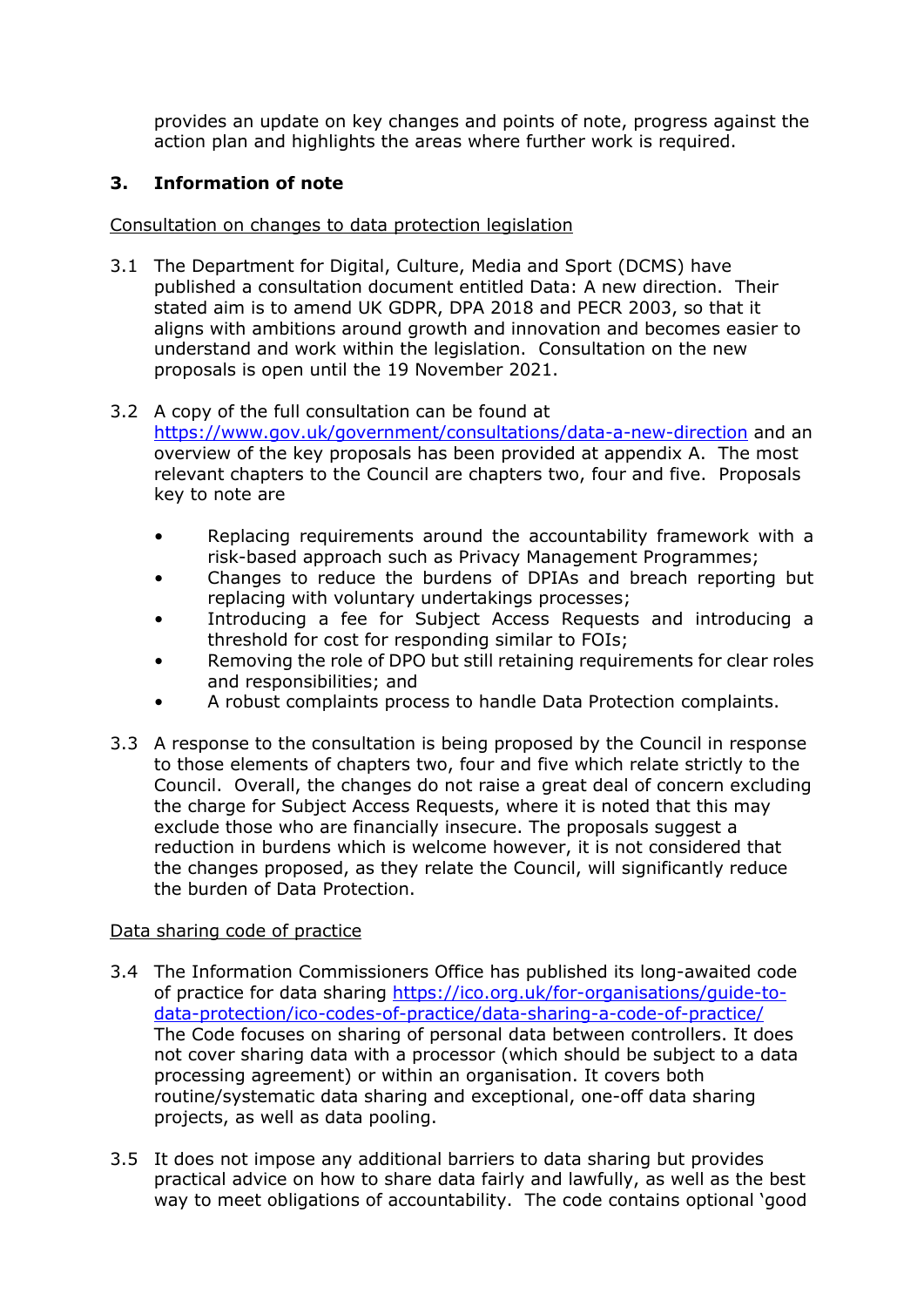provides an update on key changes and points of note, progress against the action plan and highlights the areas where further work is required.

## 3. Information of note

Consultation on changes to data protection legislation

3.1 The Department for Digital, Culture, Media and Sport (DCMS) have published a consultation document entitled Data: A new direction. Their stated aim is to amend UK GDPR, DPA 2018 and PECR 2003, so that it aligns with ambitions around growth and innovation and becomes easier to understand and work within the legislation. Consultation on the new proposals is open until the 19 November 2021.

3.2 A copy of the full consultation can be found at https://www.gov.uk/government/consultations/data-a-new-direction and an overview of the key proposals has been provided at appendix A. The most relevant chapters to the Council are chapters two, four and five. Proposals key to note are

- Replacing requirements around the accountability framework with a risk-based approach such as Privacy Management Programmes;
- Changes to reduce the burdens of DPIAs and breach reporting but replacing with voluntary undertakings processes;
- Introducing a fee for Subject Access Requests and introducing a threshold for cost for responding similar to FOIs;
- Removing the role of DPO but still retaining requirements for clear roles and responsibilities; and
- A robust complaints process to handle Data Protection complaints.

3.3 A response to the consultation is being proposed by the Council in response to those elements of chapters two, four and five which relate strictly to the Council. Overall, the changes do not raise a great deal of concern excluding the charge for Subject Access Requests, where it is noted that this may exclude those who are financially insecure. The proposals suggest a reduction in burdens which is welcome however, it is not considered that the changes proposed, as they relate the Council, will significantly reduce the burden of Data Protection.

Data sharing code of practice

3.4 The Information Commissioners Office has published its long-awaited code of practice for data sharing https://ico.org.uk/for-organisations/guide-to-data-protection/ico-codes-of-practice/data-sharing-a-code-of-practice/ The Code focuses on sharing of personal data between controllers. It does not cover sharing data with a processor (which should be subject to a data processing agreement) or within an organisation. It covers both routine/systematic data sharing and exceptional, one-off data sharing projects, as well as data pooling.

3.5 It does not impose any additional barriers to data sharing but provides practical advice on how to share data fairly and lawfully, as well as the best way to meet obligations of accountability. The code contains optional 'good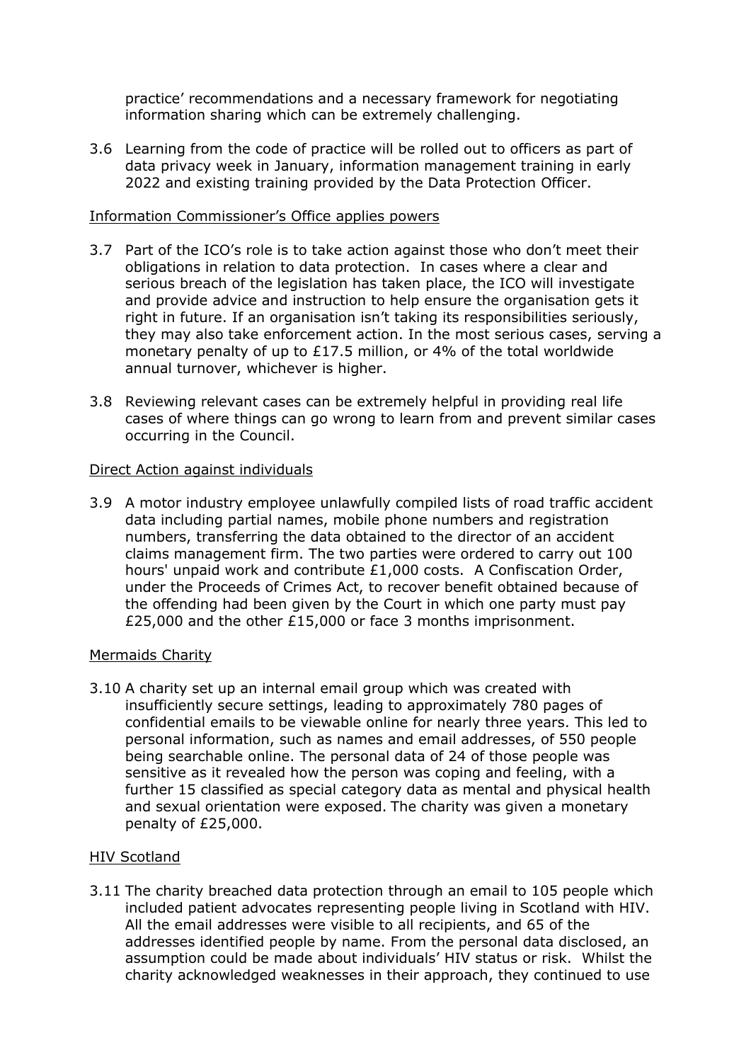practice' recommendations and a necessary framework for negotiating information sharing which can be extremely challenging.

3.6 Learning from the code of practice will be rolled out to officers as part of data privacy week in January, information management training in early 2022 and existing training provided by the Data Protection Officer.

<u>Information Commissioner's Office applies powers</u>

3.7 Part of the ICO's role is to take action against those who don't meet their obligations in relation to data protection. In cases where a clear and serious breach of the legislation has taken place, the ICO will investigate and provide advice and instruction to help ensure the organisation gets it right in future. If an organisation isn't taking its responsibilities seriously, they may also take enforcement action. In the most serious cases, serving a monetary penalty of up to £17.5 million, or 4% of the total worldwide annual turnover, whichever is higher.

3.8 Reviewing relevant cases can be extremely helpful in providing real life cases of where things can go wrong to learn from and prevent similar cases occurring in the Council.

<u>Direct Action against individuals</u>

3.9 A motor industry employee unlawfully compiled lists of road traffic accident data including partial names, mobile phone numbers and registration numbers, transferring the data obtained to the director of an accident claims management firm. The two parties were ordered to carry out 100 hours' unpaid work and contribute £1,000 costs. A Confiscation Order, under the Proceeds of Crimes Act, to recover benefit obtained because of the offending had been given by the Court in which one party must pay £25,000 and the other £15,000 or face 3 months imprisonment.

<u>Mermaids Charity</u>

3.10 A charity set up an internal email group which was created with insufficiently secure settings, leading to approximately 780 pages of confidential emails to be viewable online for nearly three years. This led to personal information, such as names and email addresses, of 550 people being searchable online. The personal data of 24 of those people was sensitive as it revealed how the person was coping and feeling, with a further 15 classified as special category data as mental and physical health and sexual orientation were exposed. The charity was given a monetary penalty of £25,000.

<u>HIV Scotland</u>

3.11 The charity breached data protection through an email to 105 people which included patient advocates representing people living in Scotland with HIV. All the email addresses were visible to all recipients, and 65 of the addresses identified people by name. From the personal data disclosed, an assumption could be made about individuals' HIV status or risk. Whilst the charity acknowledged weaknesses in their approach, they continued to use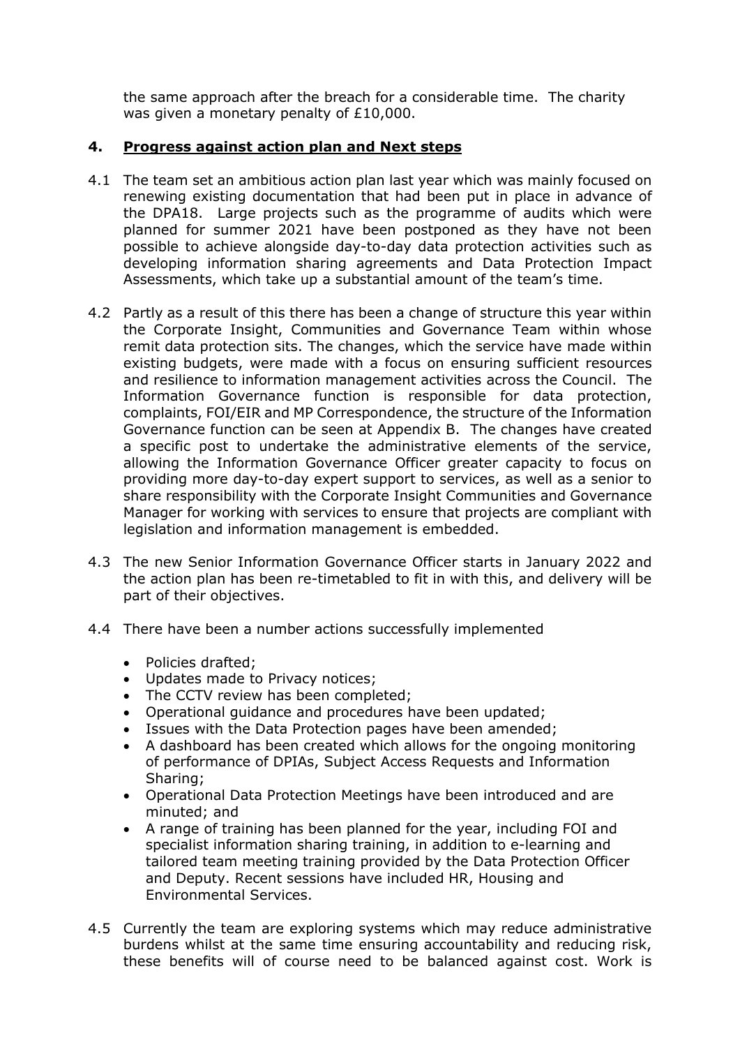the same approach after the breach for a considerable time. The charity was given a monetary penalty of £10,000.

## 4. Progress against action plan and Next steps

4.1 The team set an ambitious action plan last year which was mainly focused on renewing existing documentation that had been put in place in advance of the DPA18. Large projects such as the programme of audits which were planned for summer 2021 have been postponed as they have not been possible to achieve alongside day-to-day data protection activities such as developing information sharing agreements and Data Protection Impact Assessments, which take up a substantial amount of the team's time.

4.2 Partly as a result of this there has been a change of structure this year within the Corporate Insight, Communities and Governance Team within whose remit data protection sits. The changes, which the service have made within existing budgets, were made with a focus on ensuring sufficient resources and resilience to information management activities across the Council. The Information Governance function is responsible for data protection, complaints, FOI/EIR and MP Correspondence, the structure of the Information Governance function can be seen at Appendix B. The changes have created a specific post to undertake the administrative elements of the service, allowing the Information Governance Officer greater capacity to focus on providing more day-to-day expert support to services, as well as a senior to share responsibility with the Corporate Insight Communities and Governance Manager for working with services to ensure that projects are compliant with legislation and information management is embedded.

4.3 The new Senior Information Governance Officer starts in January 2022 and the action plan has been re-timetabled to fit in with this, and delivery will be part of their objectives.

4.4 There have been a number actions successfully implemented

- Policies drafted;
- Updates made to Privacy notices;
- The CCTV review has been completed;
- Operational guidance and procedures have been updated;
- Issues with the Data Protection pages have been amended;
- A dashboard has been created which allows for the ongoing monitoring of performance of DPIAs, Subject Access Requests and Information Sharing;
- Operational Data Protection Meetings have been introduced and are minuted; and
- A range of training has been planned for the year, including FOI and specialist information sharing training, in addition to e-learning and tailored team meeting training provided by the Data Protection Officer and Deputy. Recent sessions have included HR, Housing and Environmental Services.

4.5 Currently the team are exploring systems which may reduce administrative burdens whilst at the same time ensuring accountability and reducing risk, these benefits will of course need to be balanced against cost. Work is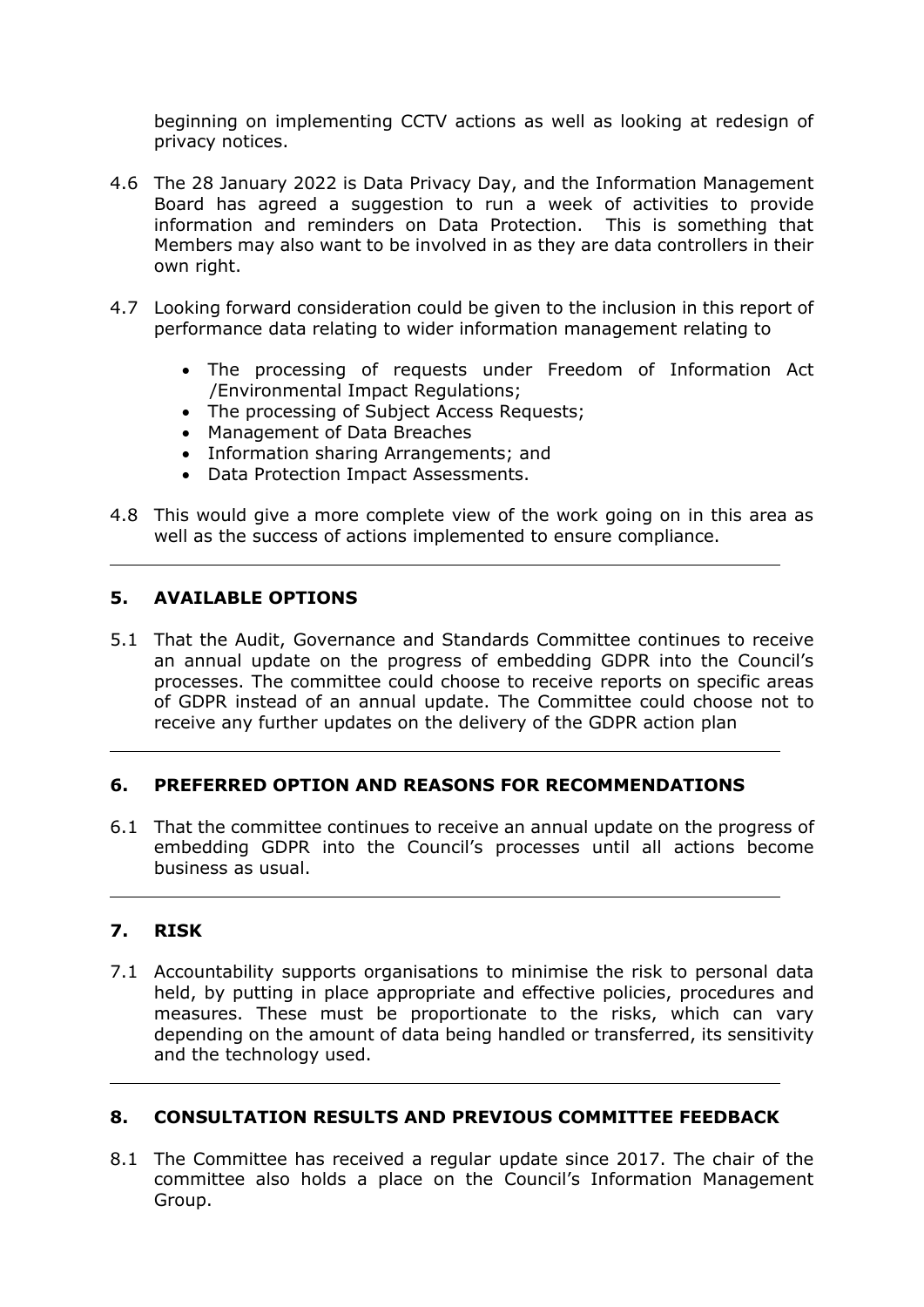beginning on implementing CCTV actions as well as looking at redesign of privacy notices.

4.6 The 28 January 2022 is Data Privacy Day, and the Information Management Board has agreed a suggestion to run a week of activities to provide information and reminders on Data Protection. This is something that Members may also want to be involved in as they are data controllers in their own right.

4.7 Looking forward consideration could be given to the inclusion in this report of performance data relating to wider information management relating to

- The processing of requests under Freedom of Information Act /Environmental Impact Regulations;
- The processing of Subject Access Requests;
- Management of Data Breaches
- Information sharing Arrangements; and
- Data Protection Impact Assessments.

4.8 This would give a more complete view of the work going on in this area as well as the success of actions implemented to ensure compliance.

## 5. AVAILABLE OPTIONS

5.1 That the Audit, Governance and Standards Committee continues to receive an annual update on the progress of embedding GDPR into the Council's processes. The committee could choose to receive reports on specific areas of GDPR instead of an annual update. The Committee could choose not to receive any further updates on the delivery of the GDPR action plan

## 6. PREFERRED OPTION AND REASONS FOR RECOMMENDATIONS

6.1 That the committee continues to receive an annual update on the progress of embedding GDPR into the Council's processes until all actions become business as usual.

## 7. RISK

7.1 Accountability supports organisations to minimise the risk to personal data held, by putting in place appropriate and effective policies, procedures and measures. These must be proportionate to the risks, which can vary depending on the amount of data being handled or transferred, its sensitivity and the technology used.

## 8. CONSULTATION RESULTS AND PREVIOUS COMMITTEE FEEDBACK

8.1 The Committee has received a regular update since 2017. The chair of the committee also holds a place on the Council's Information Management Group.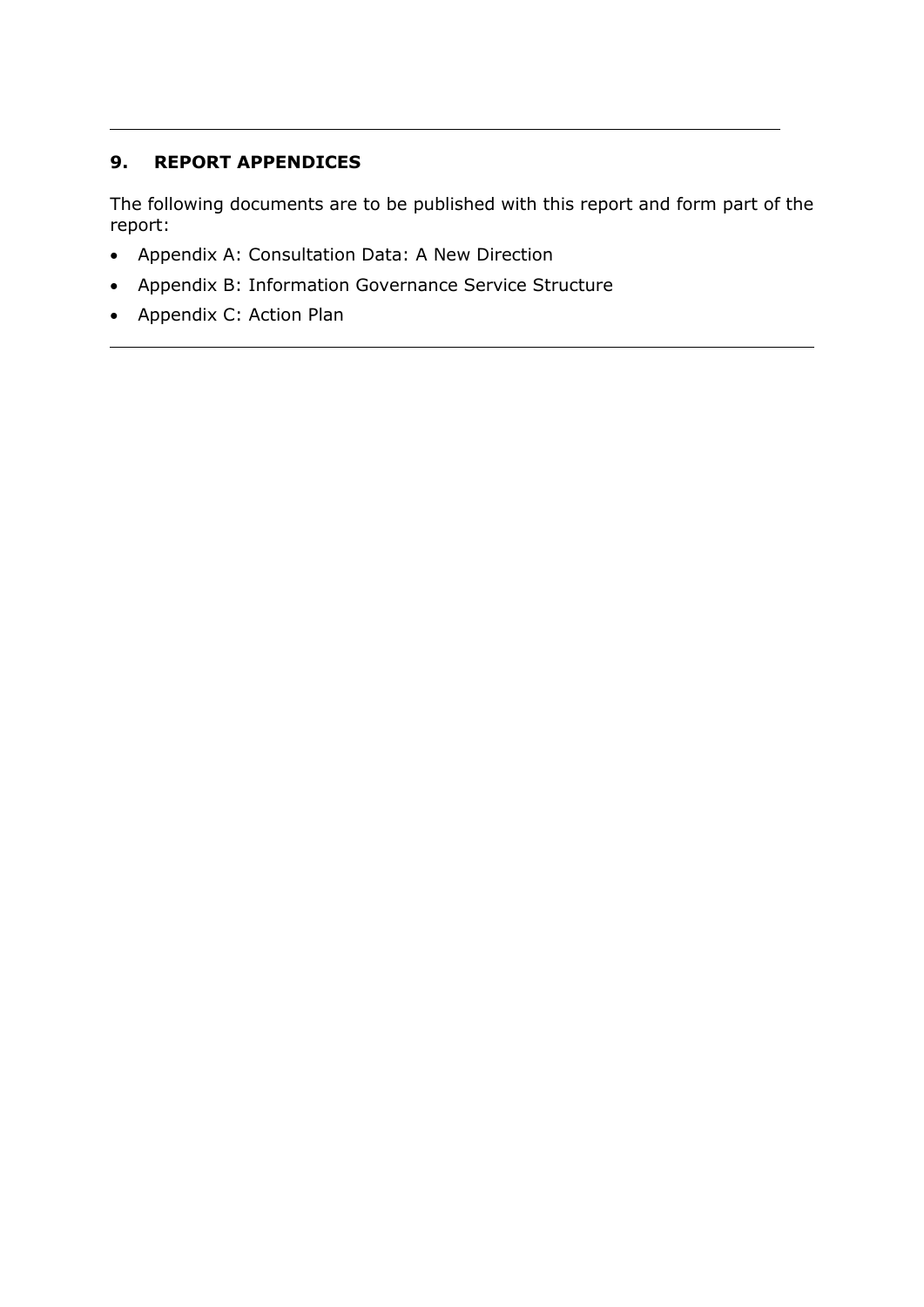## 9. REPORT APPENDICES

The following documents are to be published with this report and form part of the report:

- Appendix A: Consultation Data: A New Direction
- Appendix B: Information Governance Service Structure
- Appendix C: Action Plan